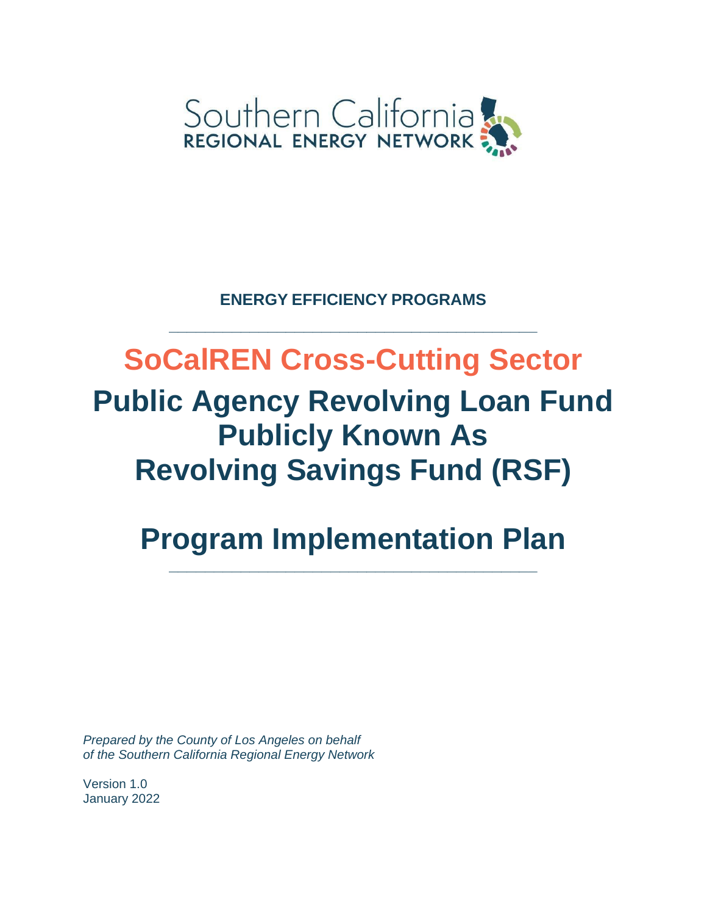Southern California
REGIONAL ENERGY NETWORK

**ENERGY EFFICIENCY PROGRAMS**

---

# SoCalREN Cross-Cutting Sector

# Public Agency Revolving Loan Fund Publicly Known As Revolving Savings Fund (RSF)

# Program Implementation Plan

---

*Prepared by the County of Los Angeles on behalf of the Southern California Regional Energy Network*

Version 1.0
January 2022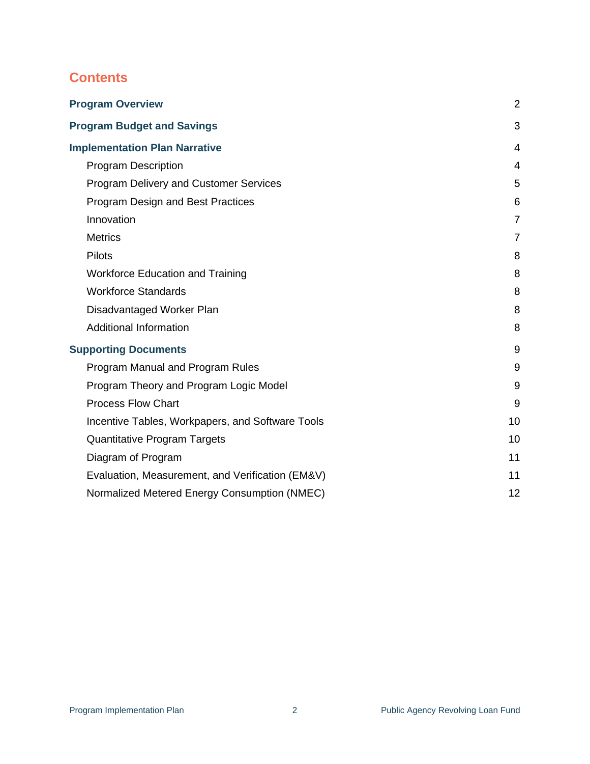## Contents

**Program Overview** 2

**Program Budget and Savings** 3

**Implementation Plan Narrative** 4

- Program Description 4
- Program Delivery and Customer Services 5
- Program Design and Best Practices 6
- Innovation 7
- Metrics 7
- Pilots 8
- Workforce Education and Training 8
- Workforce Standards 8
- Disadvantaged Worker Plan 8
- Additional Information 8

**Supporting Documents** 9

- Program Manual and Program Rules 9
- Program Theory and Program Logic Model 9
- Process Flow Chart 9
- Incentive Tables, Workpapers, and Software Tools 10
- Quantitative Program Targets 10
- Diagram of Program 11
- Evaluation, Measurement, and Verification (EM&V) 11
- Normalized Metered Energy Consumption (NMEC) 12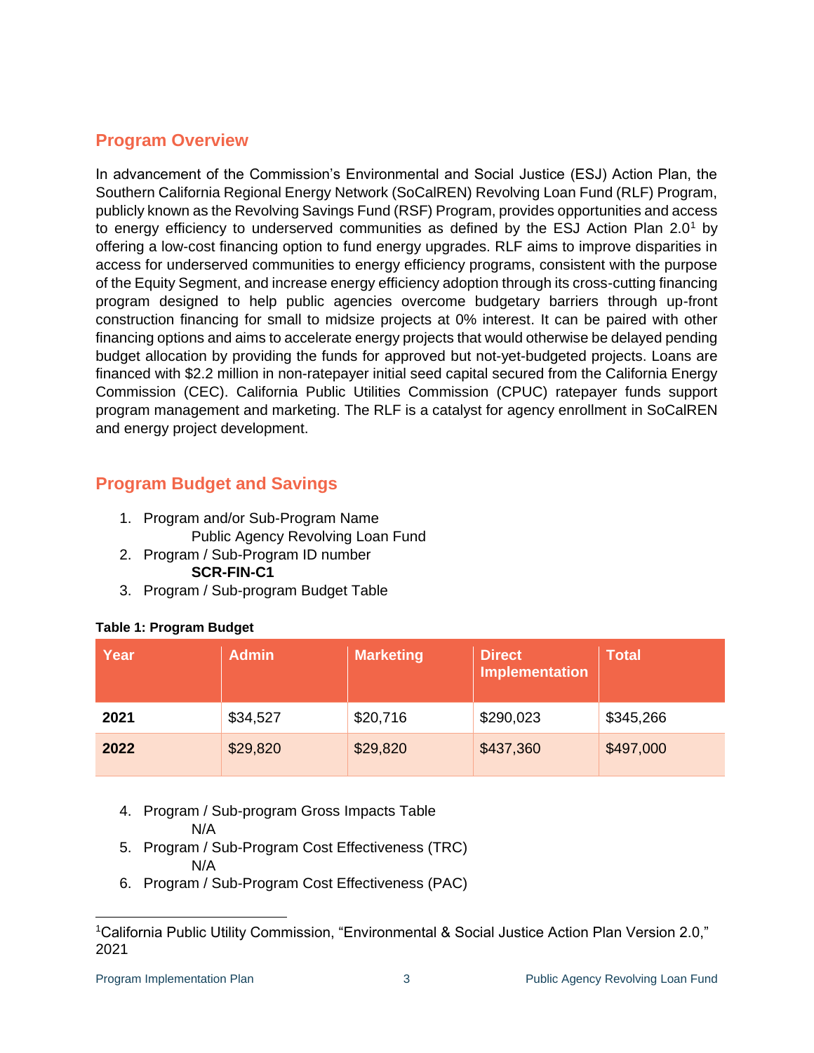## Program Overview

In advancement of the Commission's Environmental and Social Justice (ESJ) Action Plan, the Southern California Regional Energy Network (SoCalREN) Revolving Loan Fund (RLF) Program, publicly known as the Revolving Savings Fund (RSF) Program, provides opportunities and access to energy efficiency to underserved communities as defined by the ESJ Action Plan 2.0[1] by offering a low-cost financing option to fund energy upgrades. RLF aims to improve disparities in access for underserved communities to energy efficiency programs, consistent with the purpose of the Equity Segment, and increase energy efficiency adoption through its cross-cutting financing program designed to help public agencies overcome budgetary barriers through up-front construction financing for small to midsize projects at 0% interest. It can be paired with other financing options and aims to accelerate energy projects that would otherwise be delayed pending budget allocation by providing the funds for approved but not-yet-budgeted projects. Loans are financed with $2.2 million in non-ratepayer initial seed capital secured from the California Energy Commission (CEC). California Public Utilities Commission (CPUC) ratepayer funds support program management and marketing. The RLF is a catalyst for agency enrollment in SoCalREN and energy project development.

## Program Budget and Savings

1. Program and/or Sub-Program Name
   Public Agency Revolving Loan Fund
2. Program / Sub-Program ID number
   **SCR-FIN-C1**
3. Program / Sub-program Budget Table

**Table 1: Program Budget**

| Year | Admin | Marketing | Direct Implementation | Total |
|---|---|---|---|---|
| **2021** | $34,527 | $20,716 | $290,023 | $345,266 |
| **2022** | $29,820 | $29,820 | $437,360 | $497,000 |

4. Program / Sub-program Gross Impacts Table
   N/A
5. Program / Sub-Program Cost Effectiveness (TRC)
   N/A
6. Program / Sub-Program Cost Effectiveness (PAC)

[1] California Public Utility Commission, "Environmental & Social Justice Action Plan Version 2.0," 2021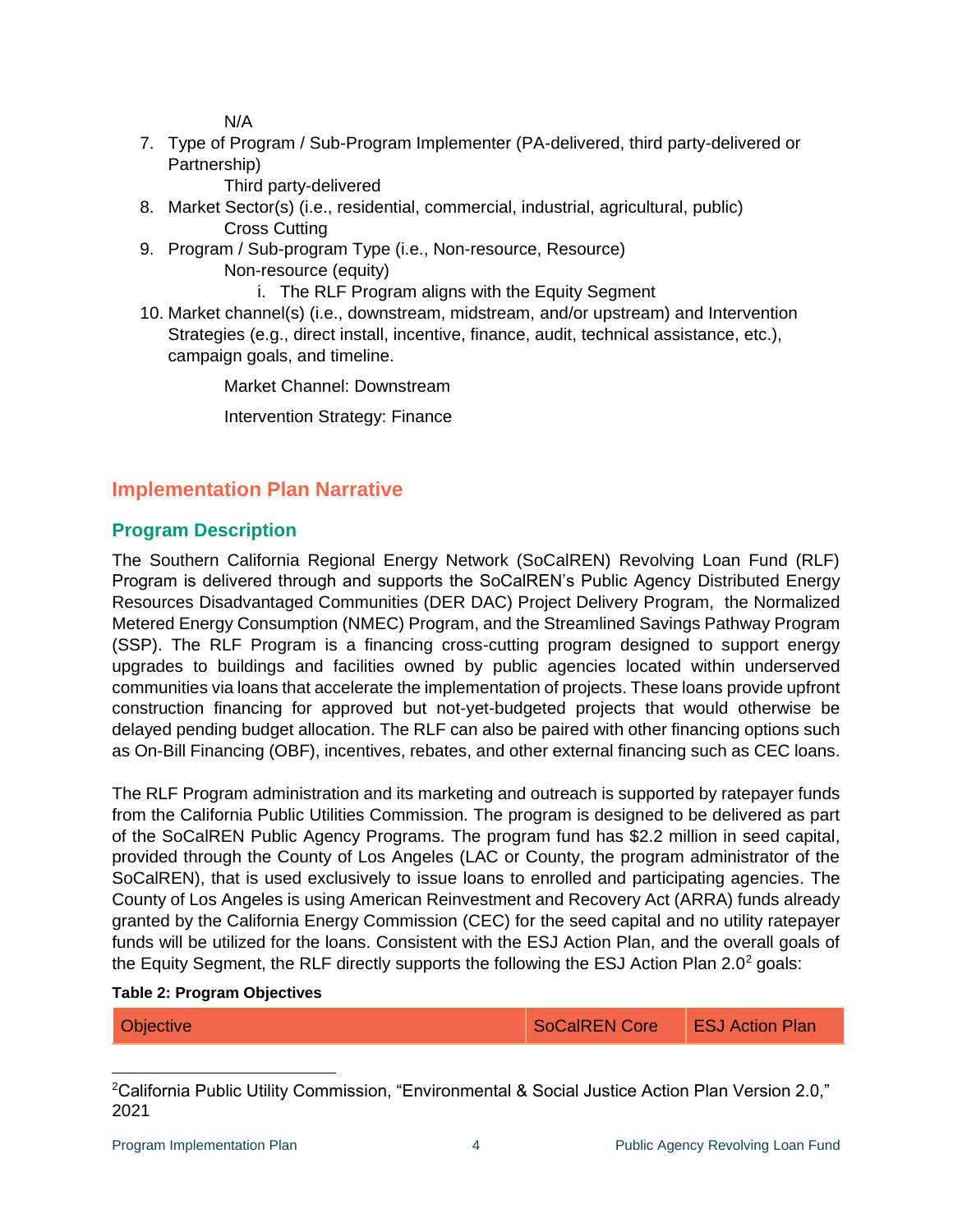N/A

7. Type of Program / Sub-Program Implementer (PA-delivered, third party-delivered or Partnership)

   Third party-delivered

8. Market Sector(s) (i.e., residential, commercial, industrial, agricultural, public)

   Cross Cutting

9. Program / Sub-program Type (i.e., Non-resource, Resource)

   Non-resource (equity)

   i. The RLF Program aligns with the Equity Segment

10. Market channel(s) (i.e., downstream, midstream, and/or upstream) and Intervention Strategies (e.g., direct install, incentive, finance, audit, technical assistance, etc.), campaign goals, and timeline.

    Market Channel: Downstream

    Intervention Strategy: Finance

## Implementation Plan Narrative

### Program Description

The Southern California Regional Energy Network (SoCalREN) Revolving Loan Fund (RLF) Program is delivered through and supports the SoCalREN's Public Agency Distributed Energy Resources Disadvantaged Communities (DER DAC) Project Delivery Program, the Normalized Metered Energy Consumption (NMEC) Program, and the Streamlined Savings Pathway Program (SSP). The RLF Program is a financing cross-cutting program designed to support energy upgrades to buildings and facilities owned by public agencies located within underserved communities via loans that accelerate the implementation of projects. These loans provide upfront construction financing for approved but not-yet-budgeted projects that would otherwise be delayed pending budget allocation. The RLF can also be paired with other financing options such as On-Bill Financing (OBF), incentives, rebates, and other external financing such as CEC loans.

The RLF Program administration and its marketing and outreach is supported by ratepayer funds from the California Public Utilities Commission. The program is designed to be delivered as part of the SoCalREN Public Agency Programs. The program fund has $2.2 million in seed capital, provided through the County of Los Angeles (LAC or County, the program administrator of the SoCalREN), that is used exclusively to issue loans to enrolled and participating agencies. The County of Los Angeles is using American Reinvestment and Recovery Act (ARRA) funds already granted by the California Energy Commission (CEC) for the seed capital and no utility ratepayer funds will be utilized for the loans. Consistent with the ESJ Action Plan, and the overall goals of the Equity Segment, the RLF directly supports the following the ESJ Action Plan 2.0[2] goals:

**Table 2: Program Objectives**

| Objective | SoCalREN Core | ESJ Action Plan |
|---|---|---|

[2] California Public Utility Commission, "Environmental & Social Justice Action Plan Version 2.0," 2021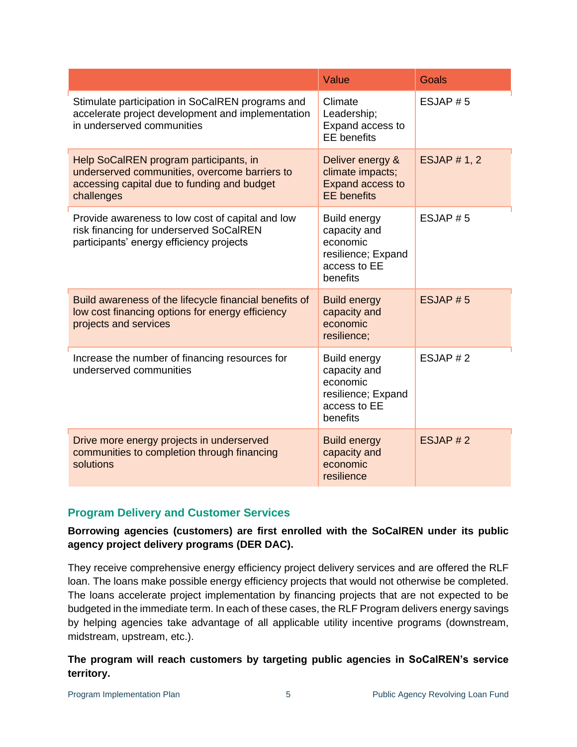| | Value | Goals |
|---|---|---|
| Stimulate participation in SoCalREN programs and accelerate project development and implementation in underserved communities | Climate Leadership; Expand access to EE benefits | ESJAP # 5 |
| Help SoCalREN program participants, in underserved communities, overcome barriers to accessing capital due to funding and budget challenges | Deliver energy & climate impacts; Expand access to EE benefits | ESJAP # 1, 2 |
| Provide awareness to low cost of capital and low risk financing for underserved SoCalREN participants' energy efficiency projects | Build energy capacity and economic resilience; Expand access to EE benefits | ESJAP # 5 |
| Build awareness of the lifecycle financial benefits of low cost financing options for energy efficiency projects and services | Build energy capacity and economic resilience; | ESJAP # 5 |
| Increase the number of financing resources for underserved communities | Build energy capacity and economic resilience; Expand access to EE benefits | ESJAP # 2 |
| Drive more energy projects in underserved communities to completion through financing solutions | Build energy capacity and economic resilience | ESJAP # 2 |

## Program Delivery and Customer Services

**Borrowing agencies (customers) are first enrolled with the SoCalREN under its public agency project delivery programs (DER DAC).**

They receive comprehensive energy efficiency project delivery services and are offered the RLF loan. The loans make possible energy efficiency projects that would not otherwise be completed. The loans accelerate project implementation by financing projects that are not expected to be budgeted in the immediate term. In each of these cases, the RLF Program delivers energy savings by helping agencies take advantage of all applicable utility incentive programs (downstream, midstream, upstream, etc.).

**The program will reach customers by targeting public agencies in SoCalREN's service territory.**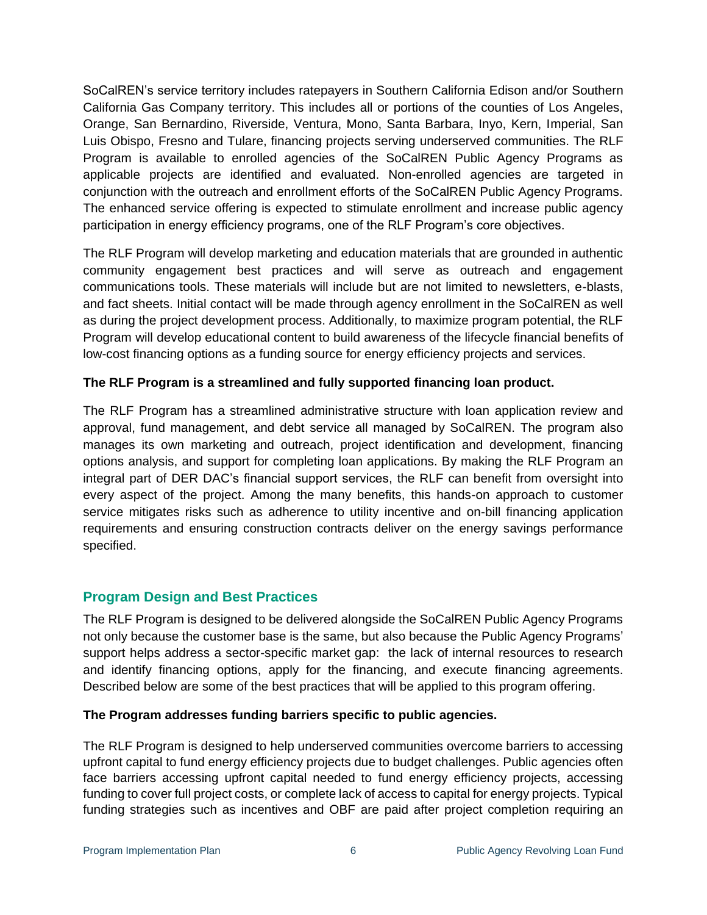SoCalREN's service territory includes ratepayers in Southern California Edison and/or Southern California Gas Company territory. This includes all or portions of the counties of Los Angeles, Orange, San Bernardino, Riverside, Ventura, Mono, Santa Barbara, Inyo, Kern, Imperial, San Luis Obispo, Fresno and Tulare, financing projects serving underserved communities. The RLF Program is available to enrolled agencies of the SoCalREN Public Agency Programs as applicable projects are identified and evaluated. Non-enrolled agencies are targeted in conjunction with the outreach and enrollment efforts of the SoCalREN Public Agency Programs. The enhanced service offering is expected to stimulate enrollment and increase public agency participation in energy efficiency programs, one of the RLF Program's core objectives.

The RLF Program will develop marketing and education materials that are grounded in authentic community engagement best practices and will serve as outreach and engagement communications tools. These materials will include but are not limited to newsletters, e-blasts, and fact sheets. Initial contact will be made through agency enrollment in the SoCalREN as well as during the project development process. Additionally, to maximize program potential, the RLF Program will develop educational content to build awareness of the lifecycle financial benefits of low-cost financing options as a funding source for energy efficiency projects and services.

**The RLF Program is a streamlined and fully supported financing loan product.**

The RLF Program has a streamlined administrative structure with loan application review and approval, fund management, and debt service all managed by SoCalREN. The program also manages its own marketing and outreach, project identification and development, financing options analysis, and support for completing loan applications. By making the RLF Program an integral part of DER DAC's financial support services, the RLF can benefit from oversight into every aspect of the project. Among the many benefits, this hands-on approach to customer service mitigates risks such as adherence to utility incentive and on-bill financing application requirements and ensuring construction contracts deliver on the energy savings performance specified.

## Program Design and Best Practices

The RLF Program is designed to be delivered alongside the SoCalREN Public Agency Programs not only because the customer base is the same, but also because the Public Agency Programs' support helps address a sector-specific market gap: the lack of internal resources to research and identify financing options, apply for the financing, and execute financing agreements. Described below are some of the best practices that will be applied to this program offering.

**The Program addresses funding barriers specific to public agencies.**

The RLF Program is designed to help underserved communities overcome barriers to accessing upfront capital to fund energy efficiency projects due to budget challenges. Public agencies often face barriers accessing upfront capital needed to fund energy efficiency projects, accessing funding to cover full project costs, or complete lack of access to capital for energy projects. Typical funding strategies such as incentives and OBF are paid after project completion requiring an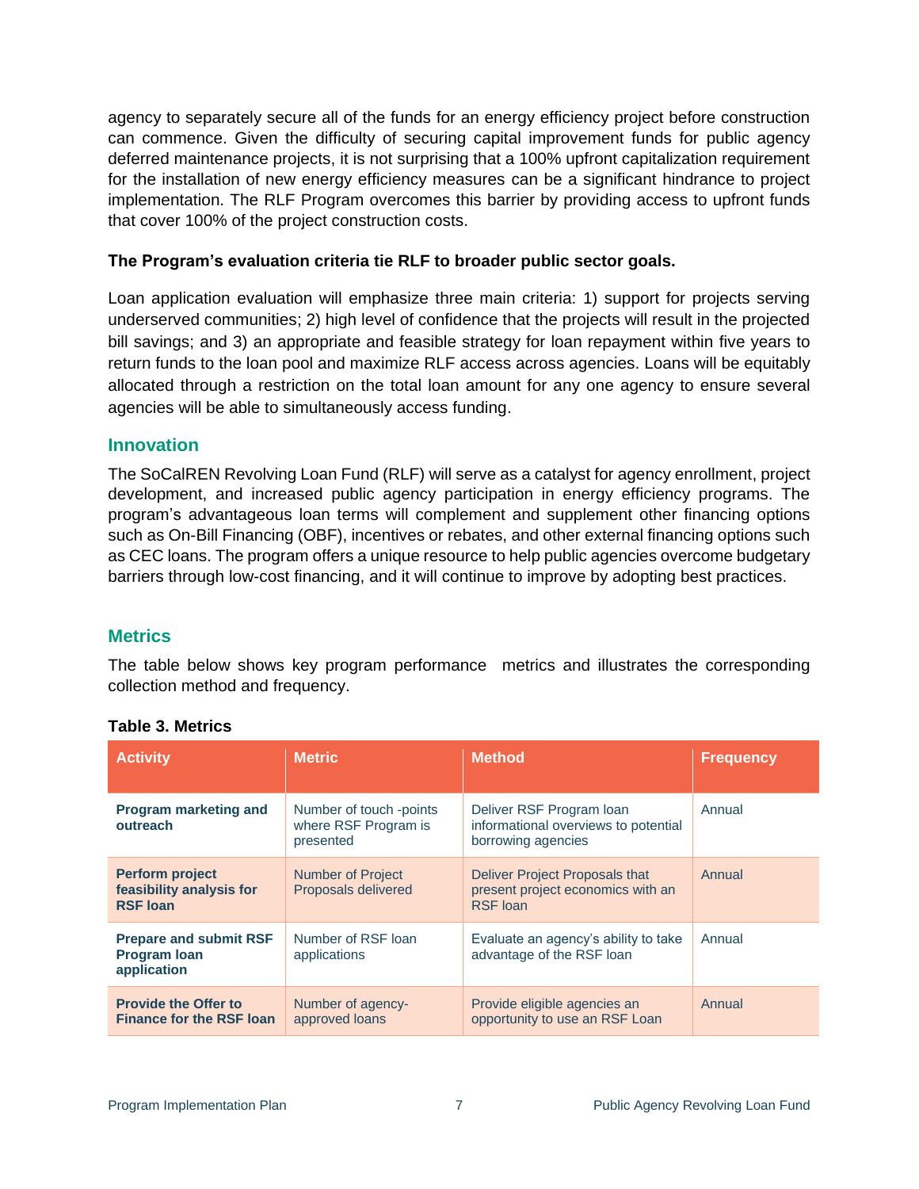agency to separately secure all of the funds for an energy efficiency project before construction can commence. Given the difficulty of securing capital improvement funds for public agency deferred maintenance projects, it is not surprising that a 100% upfront capitalization requirement for the installation of new energy efficiency measures can be a significant hindrance to project implementation. The RLF Program overcomes this barrier by providing access to upfront funds that cover 100% of the project construction costs.

**The Program's evaluation criteria tie RLF to broader public sector goals.**

Loan application evaluation will emphasize three main criteria: 1) support for projects serving underserved communities; 2) high level of confidence that the projects will result in the projected bill savings; and 3) an appropriate and feasible strategy for loan repayment within five years to return funds to the loan pool and maximize RLF access across agencies. Loans will be equitably allocated through a restriction on the total loan amount for any one agency to ensure several agencies will be able to simultaneously access funding.

## Innovation

The SoCalREN Revolving Loan Fund (RLF) will serve as a catalyst for agency enrollment, project development, and increased public agency participation in energy efficiency programs. The program's advantageous loan terms will complement and supplement other financing options such as On-Bill Financing (OBF), incentives or rebates, and other external financing options such as CEC loans. The program offers a unique resource to help public agencies overcome budgetary barriers through low-cost financing, and it will continue to improve by adopting best practices.

## Metrics

The table below shows key program performance metrics and illustrates the corresponding collection method and frequency.

**Table 3. Metrics**

| Activity | Metric | Method | Frequency |
|---|---|---|---|
| **Program marketing and outreach** | Number of touch -points where RSF Program is presented | Deliver RSF Program loan informational overviews to potential borrowing agencies | Annual |
| **Perform project feasibility analysis for RSF loan** | Number of Project Proposals delivered | Deliver Project Proposals that present project economics with an RSF loan | Annual |
| **Prepare and submit RSF Program loan application** | Number of RSF loan applications | Evaluate an agency's ability to take advantage of the RSF loan | Annual |
| **Provide the Offer to Finance for the RSF loan** | Number of agency-approved loans | Provide eligible agencies an opportunity to use an RSF Loan | Annual |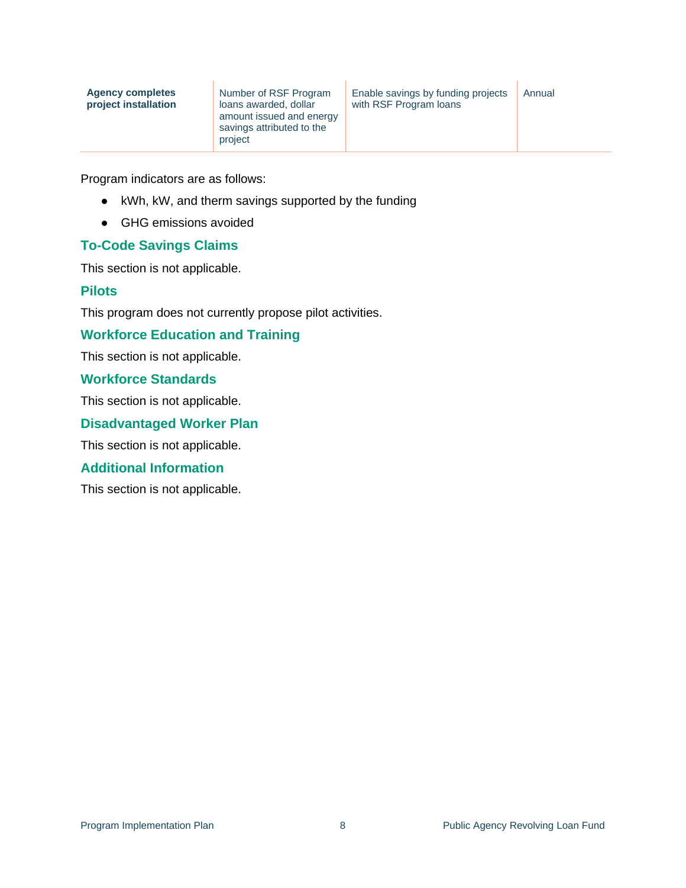| **Agency completes project installation** | Number of RSF Program loans awarded, dollar amount issued and energy savings attributed to the project | Enable savings by funding projects with RSF Program loans | Annual |
|---|---|---|---|

Program indicators are as follows:

- kWh, kW, and therm savings supported by the funding
- GHG emissions avoided

### To-Code Savings Claims

This section is not applicable.

### Pilots

This program does not currently propose pilot activities.

### Workforce Education and Training

This section is not applicable.

### Workforce Standards

This section is not applicable.

### Disadvantaged Worker Plan

This section is not applicable.

### Additional Information

This section is not applicable.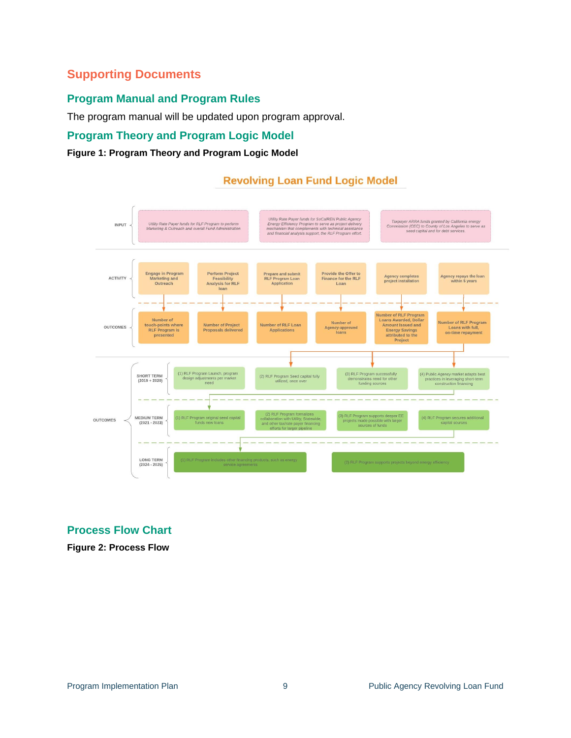# Supporting Documents

## Program Manual and Program Rules

The program manual will be updated upon program approval.

## Program Theory and Program Logic Model

**Figure 1: Program Theory and Program Logic Model**

### Revolving Loan Fund Logic Model

**INPUT**

- Utility Rate Payer funds for RLF Program to perform Marketing & Outreach and overall Fund Administration
- Utility Rate Payer funds for SoCalREN Public Agency Energy Efficiency Program to serve as project delivery mechanism that complements with technical assistance and financial analysis support, the RLF Program effort.
- Taxpayer ARRA funds granted by California energy Commission (CEC) to County of Los Angeles to serve as seed capital and for debt services.

**ACTIVITY → OUTCOMES**

| ACTIVITY | OUTCOMES |
| --- | --- |
| Engage in Program Marketing and Outreach | Number of touch-points where RLF Program is presented |
| Perform Project Feasibility Analysis for RLF loan | Number of Project Proposals delivered |
| Prepare and submit RLF Program Loan Application | Number of RLF Loan Applications |
| Provide the Offer to Finance for the RLF Loan | Number of Agency-approved loans |
| Agency completes project installation | Number of RLF Program Loans Awarded, Dollar Amount Issued and Energy Savings attributed to the Project |
| Agency repays the loan within 5 years | Number of RLF Program Loans with full, on-time repayment |

**OUTCOMES**

**SHORT TERM (2019 + 2020)**

- (1) RLF Program Launch, program design adjustments per market need
- (2) RLF Program Seed capital fully utilized, once over
- (3) RLF Program successfully demonstrates need for other funding sources
- (4) Public Agency market adapts best practices in leveraging short-term construction financing

**MEDIUM TERM (2021 - 2023)**

- (1) RLF Program original seed capital funds new loans
- (2) RLF Program formalizes collaboration with Utility, Statewide, and other tax/rate payer financing efforts for larger pipeline
- (3) RLF Program supports deeper EE projects made possible with larger sources of funds
- (4) RLF Program secures additional capital sources

**LONG TERM (2024 - 2025)**

- (1) RLF Program includes other financing products, such as energy service agreements
- (2) RLF Program supports projects beyond energy efficiency

## Process Flow Chart

**Figure 2: Process Flow**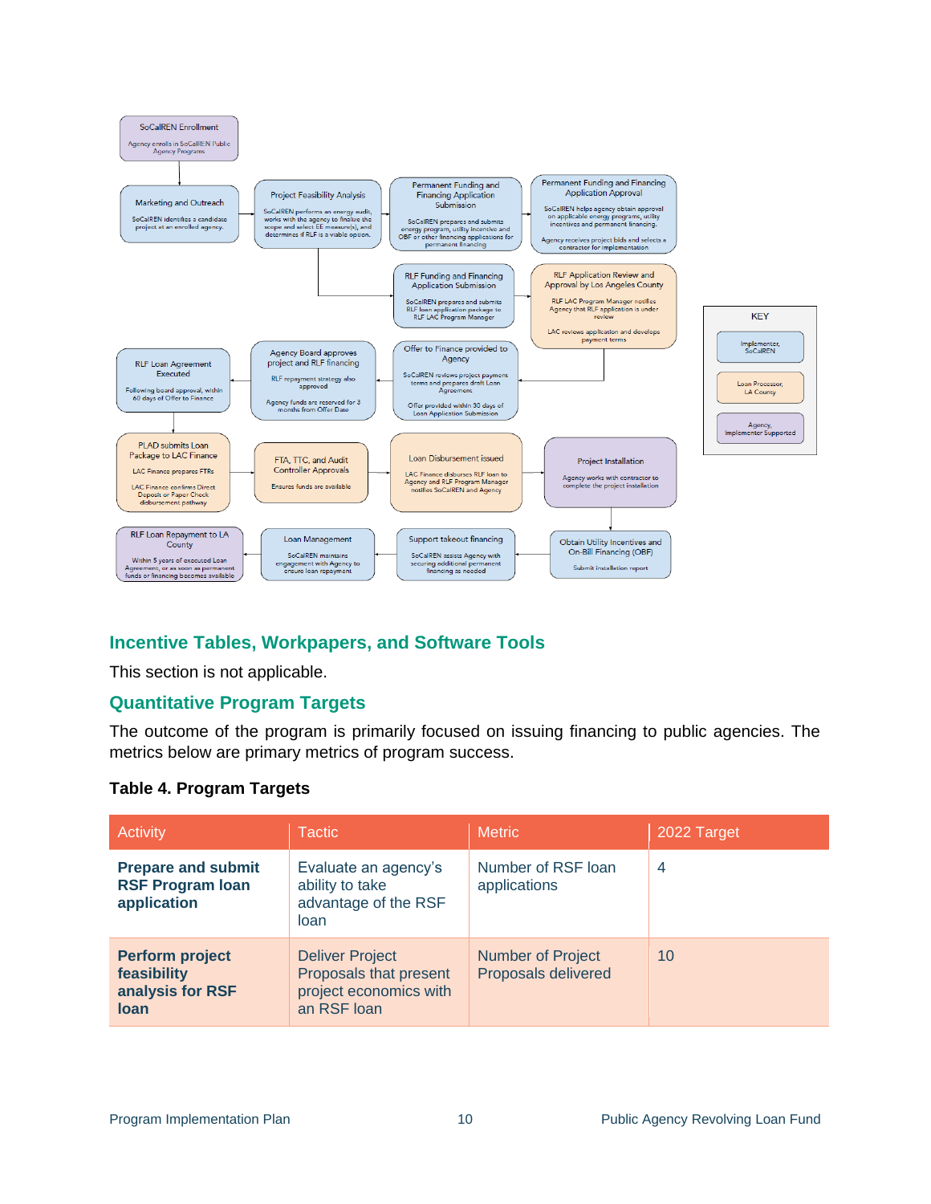**SoCalREN Enrollment**
Agency enrolls in SoCalREN Public Agency Programs

**Marketing and Outreach**
SoCalREN identifies a candidate project at an enrolled agency.

**Project Feasibility Analysis**
SoCalREN performs an energy audit, works with the agency to finalize the scope and select EE measure(s), and determines if RLF is a viable option.

**Permanent Funding and Financing Application Submission**
SoCalREN prepares and submits energy program, utility incentive and OBF or other financing applications for permanent financing

**Permanent Funding and Financing Application Approval**
SoCalREN helps agency obtain approval on applicable energy programs, utility incentives and permanent financing.
Agency receives project bids and selects a contractor for implementation

**RLF Funding and Financing Application Submission**
SoCalREN prepares and submits RLF loan application package to RLF LAC Program Manager

**RLF Application Review and Approval by Los Angeles County**
RLF LAC Program Manager notifies Agency that RLF application is under review
LAC reviews application and develops payment terms

**Offer to Finance provided to Agency**
SoCalREN reviews project payment terms and prepares draft Loan Agreement
Offer provided within 30 days of Loan Application Submission

**Agency Board approves project and RLF financing**
RLF repayment strategy also approved
Agency funds are reserved for 3 months from Offer Date

**RLF Loan Agreement Executed**
Following board approval, within 60 days of Offer to Finance

**PLAD submits Loan Package to LAC Finance**
LAC Finance prepares FTRs
LAC Finance confirms Direct Deposit or Paper Check disbursement pathway

**FTA, TTC, and Audit Controller Approvals**
Ensures funds are available

**Loan Disbursement issued**
LAC Finance disburses RLF loan to Agency and RLF Program Manager notifies SoCalREN and Agency

**Project Installation**
Agency works with contractor to complete the project installation

**Obtain Utility Incentives and On-Bill Financing (OBF)**
Submit installation report

**Support takeout financing**
SoCalREN assists Agency with securing additional permanent financing as needed

**Loan Management**
SoCalREN maintains engagement with Agency to ensure loan repayment

**RLF Loan Repayment to LA County**
Within 5 years of executed Loan Agreement, or as soon as permanent funds or financing becomes available

**KEY**
- Implementer, SoCalREN
- Loan Processor, LA County
- Agency, Implementer Supported

## Incentive Tables, Workpapers, and Software Tools

This section is not applicable.

## Quantitative Program Targets

The outcome of the program is primarily focused on issuing financing to public agencies. The metrics below are primary metrics of program success.

**Table 4. Program Targets**

| Activity | Tactic | Metric | 2022 Target |
|---|---|---|---|
| **Prepare and submit RSF Program loan application** | Evaluate an agency's ability to take advantage of the RSF loan | Number of RSF loan applications | 4 |
| **Perform project feasibility analysis for RSF loan** | Deliver Project Proposals that present project economics with an RSF loan | Number of Project Proposals delivered | 10 |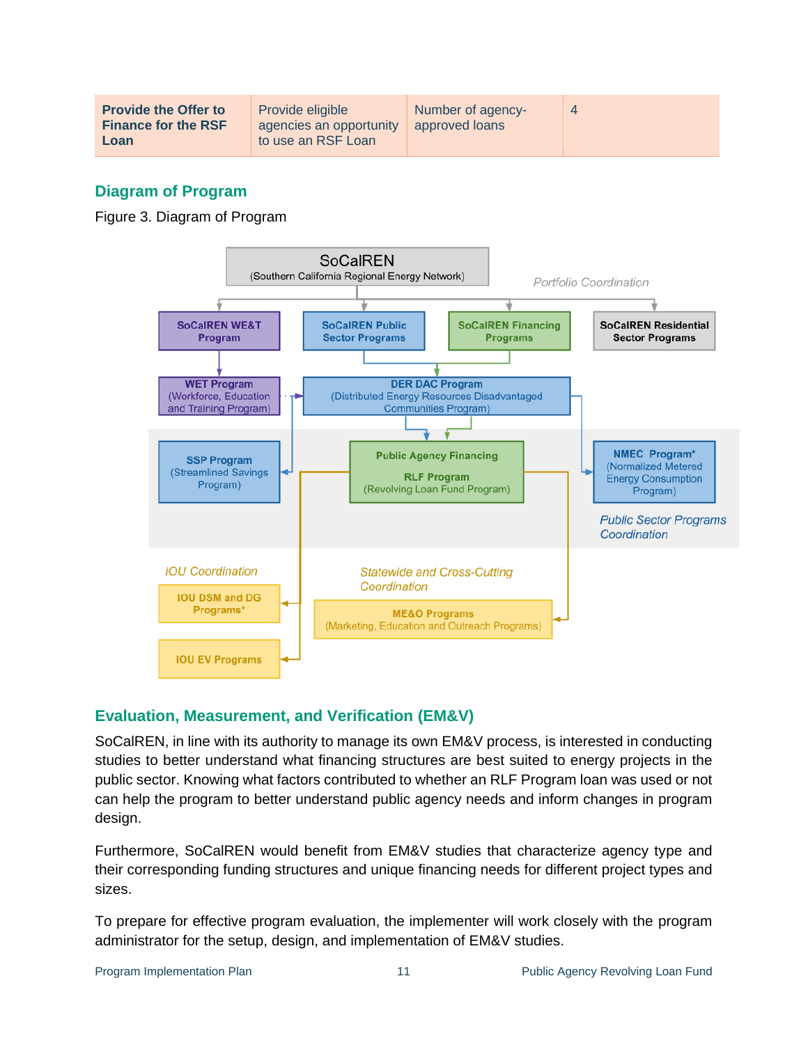| **Provide the Offer to Finance for the RSF Loan** | Provide eligible agencies an opportunity to use an RSF Loan | Number of agency-approved loans | 4 |
|---|---|---|---|

## Diagram of Program

Figure 3. Diagram of Program

SoCalREN
(Southern California Regional Energy Network)

*Portfolio Coordination*

SoCalREN WE&T Program

SoCalREN Public Sector Programs

SoCalREN Financing Programs

SoCalREN Residential Sector Programs

WET Program
(Workforce, Education and Training Program)

DER DAC Program
(Distributed Energy Resources Disadvantaged Communities Program)

SSP Program
(Streamlined Savings Program)

Public Agency Financing
RLF Program
(Revolving Loan Fund Program)

NMEC Program*
(Normalized Metered Energy Consumption Program)

*Public Sector Programs Coordination*

*IOU Coordination*

IOU DSM and DG Programs*

IOU EV Programs

*Statewide and Cross-Cutting Coordination*

ME&O Programs
(Marketing, Education and Outreach Programs)

## Evaluation, Measurement, and Verification (EM&V)

SoCalREN, in line with its authority to manage its own EM&V process, is interested in conducting studies to better understand what financing structures are best suited to energy projects in the public sector. Knowing what factors contributed to whether an RLF Program loan was used or not can help the program to better understand public agency needs and inform changes in program design.

Furthermore, SoCalREN would benefit from EM&V studies that characterize agency type and their corresponding funding structures and unique financing needs for different project types and sizes.

To prepare for effective program evaluation, the implementer will work closely with the program administrator for the setup, design, and implementation of EM&V studies.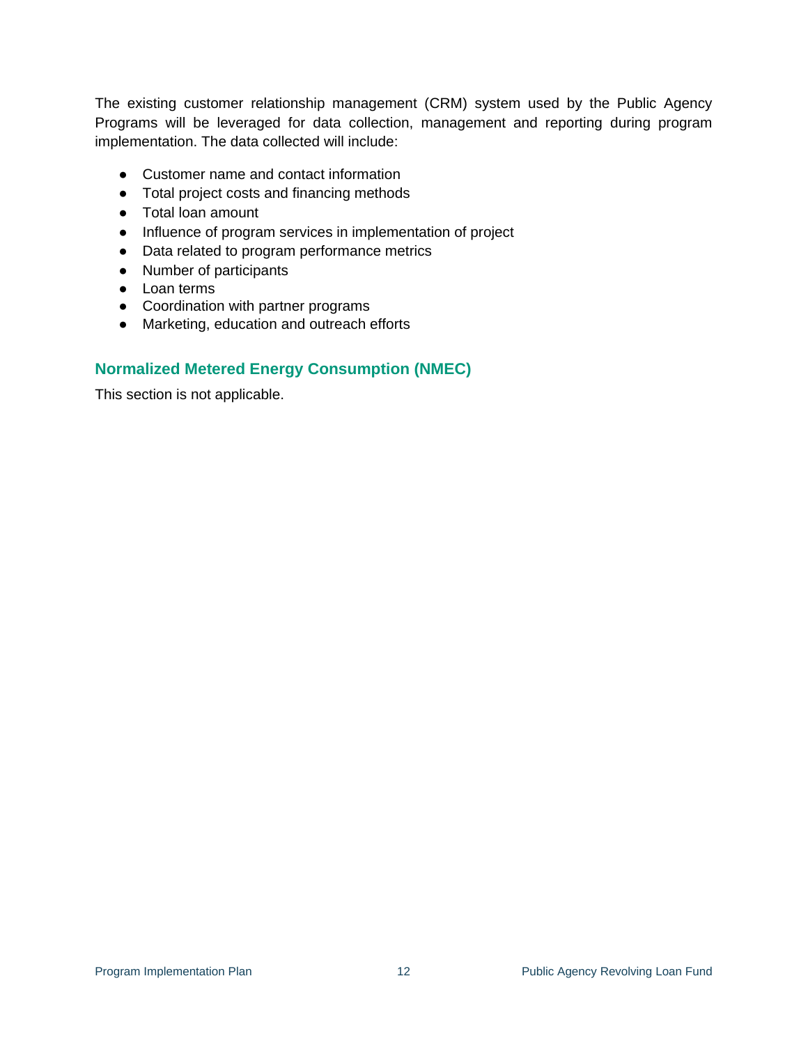The existing customer relationship management (CRM) system used by the Public Agency Programs will be leveraged for data collection, management and reporting during program implementation. The data collected will include:

- Customer name and contact information
- Total project costs and financing methods
- Total loan amount
- Influence of program services in implementation of project
- Data related to program performance metrics
- Number of participants
- Loan terms
- Coordination with partner programs
- Marketing, education and outreach efforts

## Normalized Metered Energy Consumption (NMEC)

This section is not applicable.